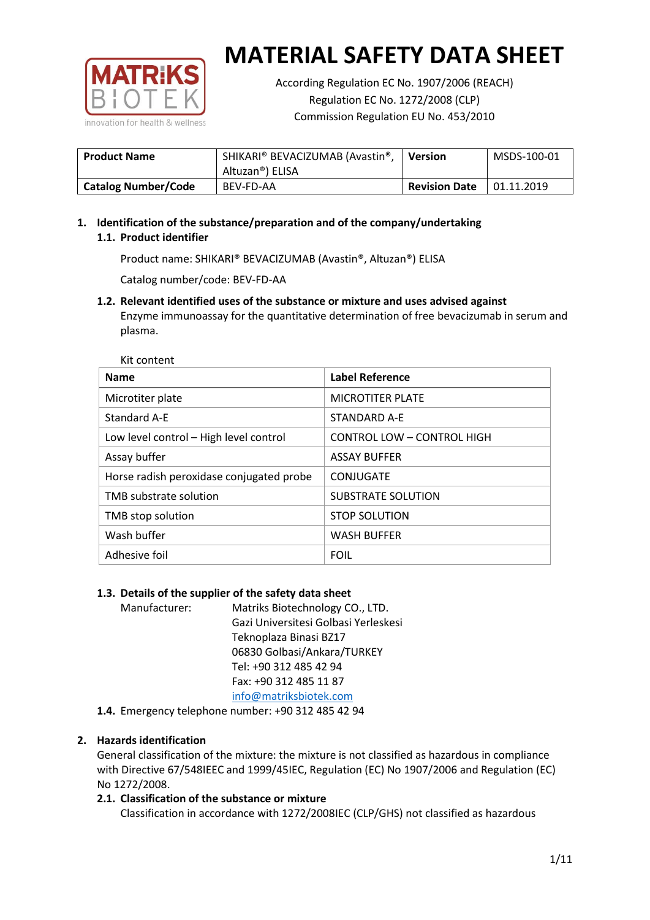# MATERIAL SAFETY DATA SHEET

According Regulation EC No. 1907/2006 (REACH)
Regulation EC No. 1272/2008 (CLP)
Commission Regulation EU No. 453/2010

| Product Name | SHIKARI® BEVACIZUMAB (Avastin®, Altuzan®) ELISA | Version | MSDS-100-01 |
|---|---|---|---|
| Catalog Number/Code | BEV-FD-AA | Revision Date | 01.11.2019 |

## 1. Identification of the substance/preparation and of the company/undertaking

### 1.1. Product identifier

Product name: SHIKARI® BEVACIZUMAB (Avastin®, Altuzan®) ELISA

Catalog number/code: BEV-FD-AA

### 1.2. Relevant identified uses of the substance or mixture and uses advised against

Enzyme immunoassay for the quantitative determination of free bevacizumab in serum and plasma.

Kit content

| Name | Label Reference |
|---|---|
| Microtiter plate | MICROTITER PLATE |
| Standard A-E | STANDARD A-E |
| Low level control – High level control | CONTROL LOW – CONTROL HIGH |
| Assay buffer | ASSAY BUFFER |
| Horse radish peroxidase conjugated probe | CONJUGATE |
| TMB substrate solution | SUBSTRATE SOLUTION |
| TMB stop solution | STOP SOLUTION |
| Wash buffer | WASH BUFFER |
| Adhesive foil | FOIL |

### 1.3. Details of the supplier of the safety data sheet

Manufacturer: Matriks Biotechnology CO., LTD.
Gazi Universitesi Golbasi Yerleskesi
Teknoplaza Binasi BZ17
06830 Golbasi/Ankara/TURKEY
Tel: +90 312 485 42 94
Fax: +90 312 485 11 87
info@matriksbiotek.com

### 1.4. Emergency telephone number: +90 312 485 42 94

## 2. Hazards identification

General classification of the mixture: the mixture is not classified as hazardous in compliance with Directive 67/548IEEC and 1999/45IEC, Regulation (EC) No 1907/2006 and Regulation (EC) No 1272/2008.

### 2.1. Classification of the substance or mixture

Classification in accordance with 1272/2008IEC (CLP/GHS) not classified as hazardous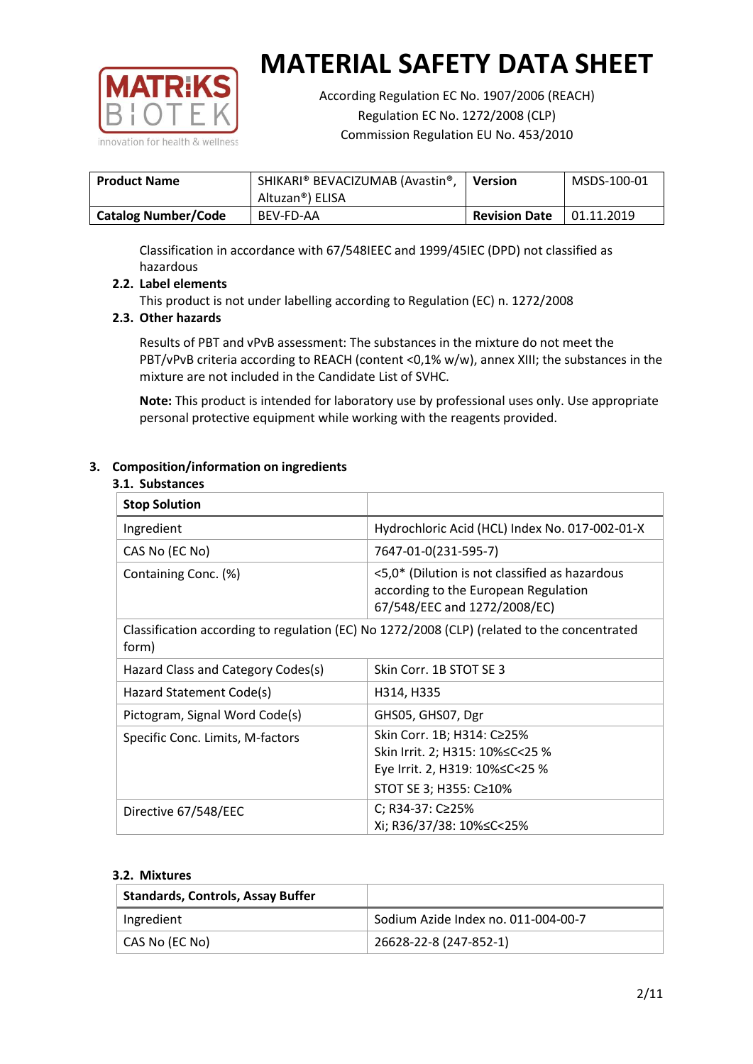Classification in accordance with 67/548IEEC and 1999/45IEC (DPD) not classified as hazardous

### 2.2. Label elements

This product is not under labelling according to Regulation (EC) n. 1272/2008

### 2.3. Other hazards

Results of PBT and vPvB assessment: The substances in the mixture do not meet the PBT/vPvB criteria according to REACH (content <0,1% w/w), annex XIII; the substances in the mixture are not included in the Candidate List of SVHC.

**Note:** This product is intended for laboratory use by professional uses only. Use appropriate personal protective equipment while working with the reagents provided.

## 3. Composition/information on ingredients

### 3.1. Substances

| Stop Solution | |
|---|---|
| Ingredient | Hydrochloric Acid (HCL) Index No. 017-002-01-X |
| CAS No (EC No) | 7647-01-0(231-595-7) |
| Containing Conc. (%) | <5,0* (Dilution is not classified as hazardous according to the European Regulation 67/548/EEC and 1272/2008/EC) |
| Classification according to regulation (EC) No 1272/2008 (CLP) (related to the concentrated form) | |
| Hazard Class and Category Codes(s) | Skin Corr. 1B STOT SE 3 |
| Hazard Statement Code(s) | H314, H335 |
| Pictogram, Signal Word Code(s) | GHS05, GHS07, Dgr |
| Specific Conc. Limits, M-factors | Skin Corr. 1B; H314: C≥25%<br>Skin Irrit. 2; H315: 10%≤C<25 %<br>Eye Irrit. 2, H319: 10%≤C<25 %<br>STOT SE 3; H355: C≥10% |
| Directive 67/548/EEC | C; R34-37: C≥25%<br>Xi; R36/37/38: 10%≤C<25% |

### 3.2. Mixtures

| Standards, Controls, Assay Buffer | |
|---|---|
| Ingredient | Sodium Azide Index no. 011-004-00-7 |
| CAS No (EC No) | 26628-22-8 (247-852-1) |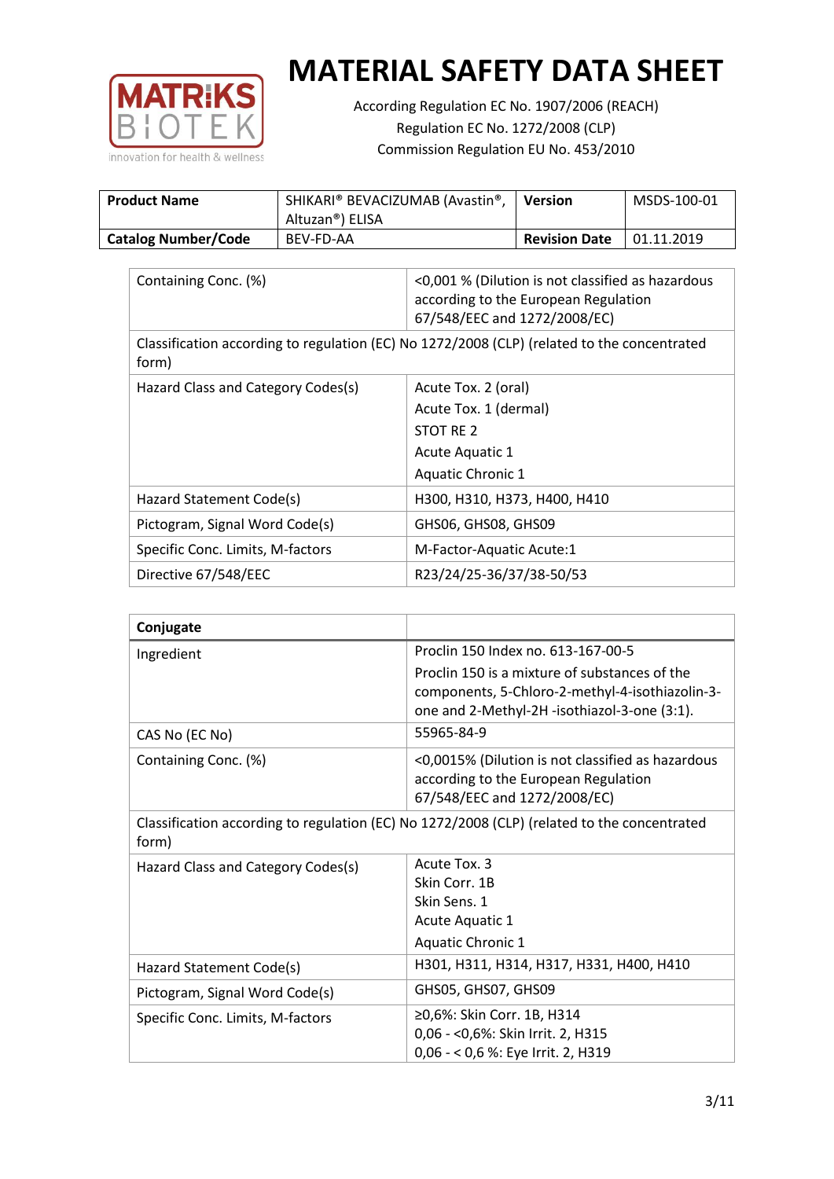# MATERIAL SAFETY DATA SHEET

According Regulation EC No. 1907/2006 (REACH)
Regulation EC No. 1272/2008 (CLP)
Commission Regulation EU No. 453/2010

| **Product Name** | SHIKARI® BEVACIZUMAB (Avastin®, Altuzan®) ELISA | **Version** | MSDS-100-01 |
|---|---|---|---|
| **Catalog Number/Code** | BEV-FD-AA | **Revision Date** | 01.11.2019 |

| Containing Conc. (%) | <0,001 % (Dilution is not classified as hazardous according to the European Regulation 67/548/EEC and 1272/2008/EC) |
|---|---|
| Classification according to regulation (EC) No 1272/2008 (CLP) (related to the concentrated form) | |
| Hazard Class and Category Codes(s) | Acute Tox. 2 (oral)<br>Acute Tox. 1 (dermal)<br>STOT RE 2<br>Acute Aquatic 1<br>Aquatic Chronic 1 |
| Hazard Statement Code(s) | H300, H310, H373, H400, H410 |
| Pictogram, Signal Word Code(s) | GHS06, GHS08, GHS09 |
| Specific Conc. Limits, M-factors | M-Factor-Aquatic Acute:1 |
| Directive 67/548/EEC | R23/24/25-36/37/38-50/53 |

| **Conjugate** | |
|---|---|
| Ingredient | Proclin 150 Index no. 613-167-00-5<br>Proclin 150 is a mixture of substances of the components, 5-Chloro-2-methyl-4-isothiazolin-3-one and 2-Methyl-2H -isothiazol-3-one (3:1). |
| CAS No (EC No) | 55965-84-9 |
| Containing Conc. (%) | <0,0015% (Dilution is not classified as hazardous according to the European Regulation 67/548/EEC and 1272/2008/EC) |
| Classification according to regulation (EC) No 1272/2008 (CLP) (related to the concentrated form) | |
| Hazard Class and Category Codes(s) | Acute Tox. 3<br>Skin Corr. 1B<br>Skin Sens. 1<br>Acute Aquatic 1<br>Aquatic Chronic 1 |
| Hazard Statement Code(s) | H301, H311, H314, H317, H331, H400, H410 |
| Pictogram, Signal Word Code(s) | GHS05, GHS07, GHS09 |
| Specific Conc. Limits, M-factors | ≥0,6%: Skin Corr. 1B, H314<br>0,06 - <0,6%: Skin Irrit. 2, H315<br>0,06 - < 0,6 %: Eye Irrit. 2, H319 |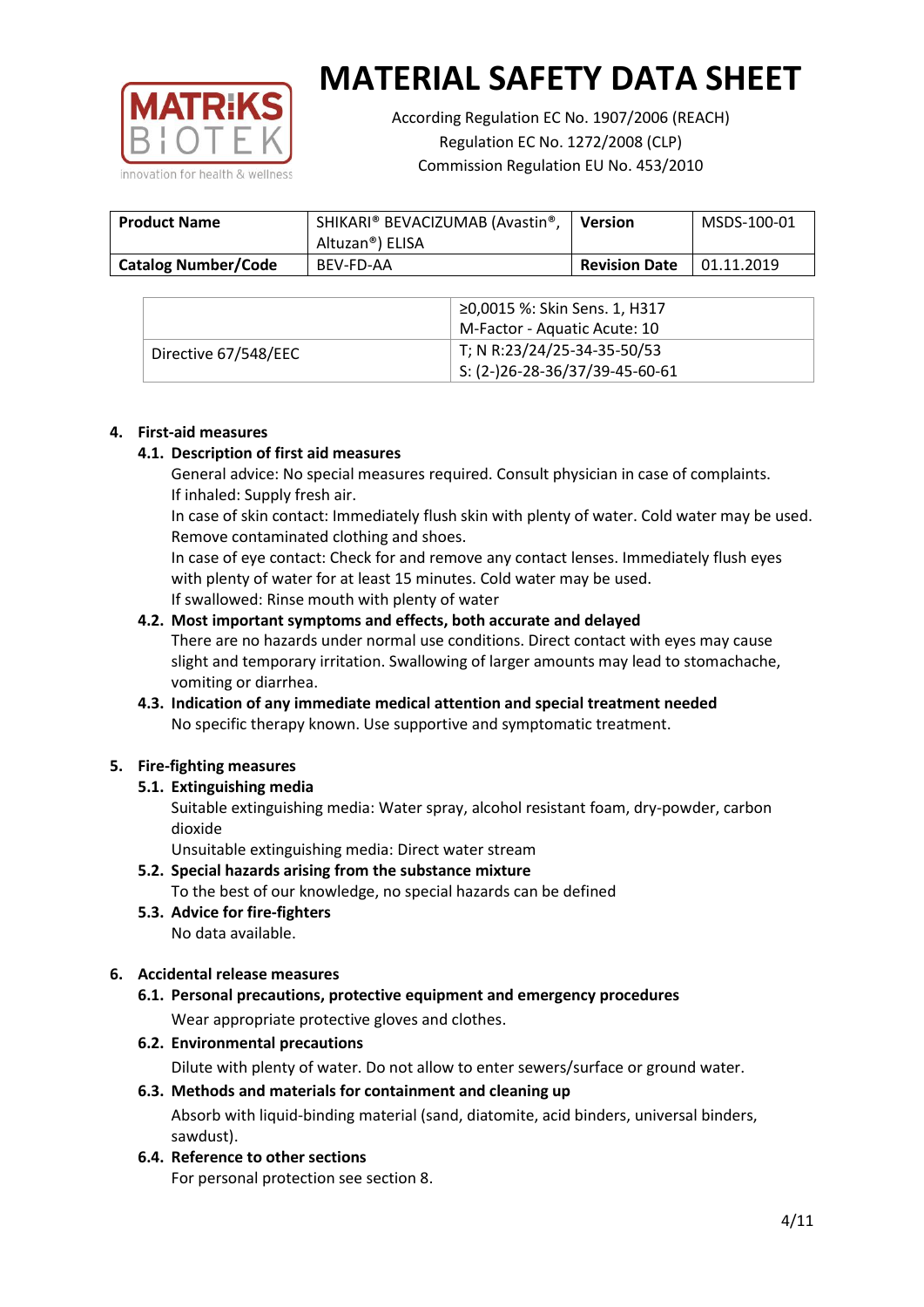# MATERIAL SAFETY DATA SHEET

According Regulation EC No. 1907/2006 (REACH)
Regulation EC No. 1272/2008 (CLP)
Commission Regulation EU No. 453/2010

| Product Name | SHIKARI® BEVACIZUMAB (Avastin®, Altuzan®) ELISA | Version | MSDS-100-01 |
|---|---|---|---|
| Catalog Number/Code | BEV-FD-AA | Revision Date | 01.11.2019 |

| | |
|---|---|
| | ≥0,0015 %: Skin Sens. 1, H317<br>M-Factor - Aquatic Acute: 10 |
| Directive 67/548/EEC | T; N R:23/24/25-34-35-50/53<br>S: (2-)26-28-36/37/39-45-60-61 |

## 4. First-aid measures

### 4.1. Description of first aid measures

General advice: No special measures required. Consult physician in case of complaints.
If inhaled: Supply fresh air.
In case of skin contact: Immediately flush skin with plenty of water. Cold water may be used. Remove contaminated clothing and shoes.
In case of eye contact: Check for and remove any contact lenses. Immediately flush eyes with plenty of water for at least 15 minutes. Cold water may be used.
If swallowed: Rinse mouth with plenty of water

### 4.2. Most important symptoms and effects, both accurate and delayed

There are no hazards under normal use conditions. Direct contact with eyes may cause slight and temporary irritation. Swallowing of larger amounts may lead to stomachache, vomiting or diarrhea.

### 4.3. Indication of any immediate medical attention and special treatment needed

No specific therapy known. Use supportive and symptomatic treatment.

## 5. Fire-fighting measures

### 5.1. Extinguishing media

Suitable extinguishing media: Water spray, alcohol resistant foam, dry-powder, carbon dioxide
Unsuitable extinguishing media: Direct water stream

### 5.2. Special hazards arising from the substance mixture

To the best of our knowledge, no special hazards can be defined

### 5.3. Advice for fire-fighters

No data available.

## 6. Accidental release measures

### 6.1. Personal precautions, protective equipment and emergency procedures

Wear appropriate protective gloves and clothes.

### 6.2. Environmental precautions

Dilute with plenty of water. Do not allow to enter sewers/surface or ground water.

### 6.3. Methods and materials for containment and cleaning up

Absorb with liquid-binding material (sand, diatomite, acid binders, universal binders, sawdust).

### 6.4. Reference to other sections

For personal protection see section 8.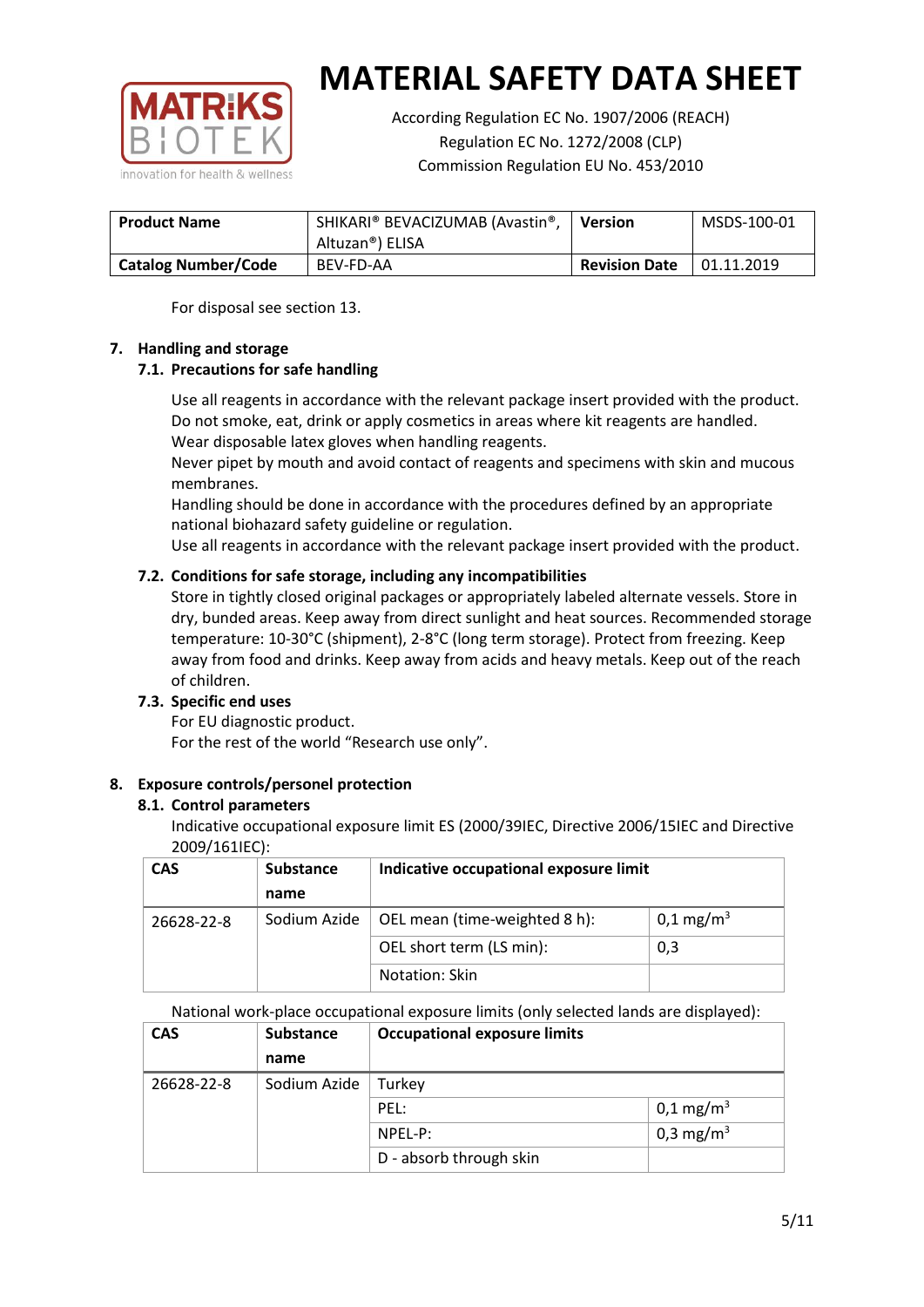# MATERIAL SAFETY DATA SHEET

According Regulation EC No. 1907/2006 (REACH)
Regulation EC No. 1272/2008 (CLP)
Commission Regulation EU No. 453/2010

| Product Name | SHIKARI® BEVACIZUMAB (Avastin®, Altuzan®) ELISA | Version | MSDS-100-01 |
|---|---|---|---|
| Catalog Number/Code | BEV-FD-AA | Revision Date | 01.11.2019 |

For disposal see section 13.

## 7. Handling and storage

### 7.1. Precautions for safe handling

Use all reagents in accordance with the relevant package insert provided with the product.
Do not smoke, eat, drink or apply cosmetics in areas where kit reagents are handled.
Wear disposable latex gloves when handling reagents.
Never pipet by mouth and avoid contact of reagents and specimens with skin and mucous membranes.
Handling should be done in accordance with the procedures defined by an appropriate national biohazard safety guideline or regulation.
Use all reagents in accordance with the relevant package insert provided with the product.

### 7.2. Conditions for safe storage, including any incompatibilities

Store in tightly closed original packages or appropriately labeled alternate vessels. Store in dry, bunded areas. Keep away from direct sunlight and heat sources. Recommended storage temperature: 10-30°C (shipment), 2-8°C (long term storage). Protect from freezing. Keep away from food and drinks. Keep away from acids and heavy metals. Keep out of the reach of children.

### 7.3. Specific end uses

For EU diagnostic product.
For the rest of the world "Research use only".

## 8. Exposure controls/personel protection

### 8.1. Control parameters

Indicative occupational exposure limit ES (2000/39IEC, Directive 2006/15IEC and Directive 2009/161IEC):

| CAS | Substance name | Indicative occupational exposure limit | |
|---|---|---|---|
| 26628-22-8 | Sodium Azide | OEL mean (time-weighted 8 h): | 0,1 mg/m$^3$ |
| | | OEL short term (LS min): | 0,3 |
| | | Notation: Skin | |

National work-place occupational exposure limits (only selected lands are displayed):

| CAS | Substance name | Occupational exposure limits | |
|---|---|---|---|
| 26628-22-8 | Sodium Azide | Turkey | |
| | | PEL: | 0,1 mg/m$^3$ |
| | | NPEL-P: | 0,3 mg/m$^3$ |
| | | D - absorb through skin | |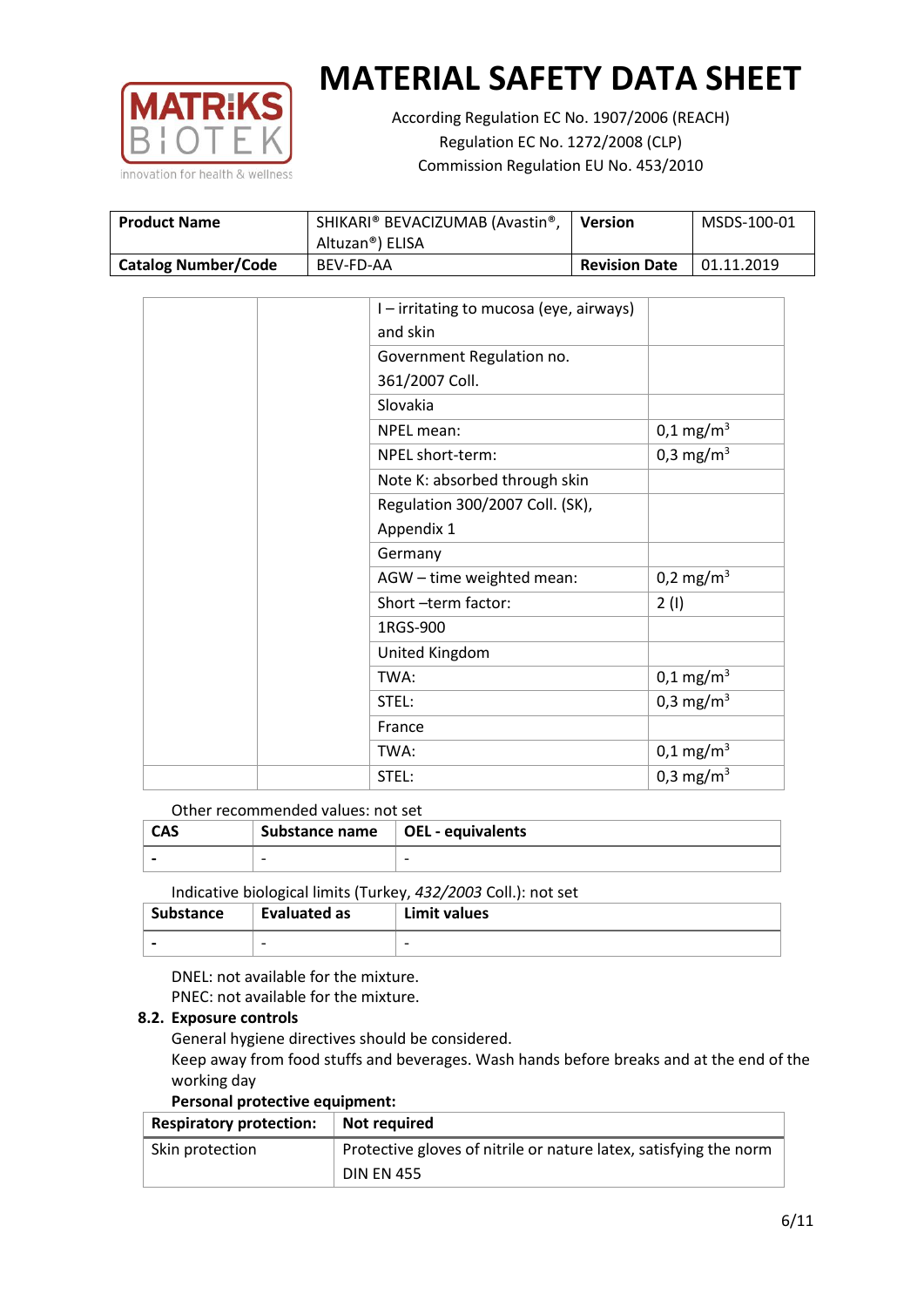|  |  | I – irritating to mucosa (eye, airways) and skin |  |
|---|---|---|---|
|  |  | Government Regulation no. 361/2007 Coll. |  |
|  |  | Slovakia |  |
|  |  | NPEL mean: | 0,1 mg/m$^3$ |
|  |  | NPEL short-term: | 0,3 mg/m$^3$ |
|  |  | Note K: absorbed through skin |  |
|  |  | Regulation 300/2007 Coll. (SK), Appendix 1 |  |
|  |  | Germany |  |
|  |  | AGW – time weighted mean: | 0,2 mg/m$^3$ |
|  |  | Short –term factor: | 2 (I) |
|  |  | 1RGS-900 |  |
|  |  | United Kingdom |  |
|  |  | TWA: | 0,1 mg/m$^3$ |
|  |  | STEL: | 0,3 mg/m$^3$ |
|  |  | France |  |
|  |  | TWA: | 0,1 mg/m$^3$ |
|  |  | STEL: | 0,3 mg/m$^3$ |

Other recommended values: not set

| CAS | Substance name | OEL - equivalents |
|---|---|---|
| - | - | - |

Indicative biological limits (Turkey, *432/2003* Coll.): not set

| Substance | Evaluated as | Limit values |
|---|---|---|
| - | - | - |

DNEL: not available for the mixture.
PNEC: not available for the mixture.

**8.2. Exposure controls**

General hygiene directives should be considered.
Keep away from food stuffs and beverages. Wash hands before breaks and at the end of the working day

**Personal protective equipment:**

| Respiratory protection: | Not required |
|---|---|
| Skin protection | Protective gloves of nitrile or nature latex, satisfying the norm DIN EN 455 |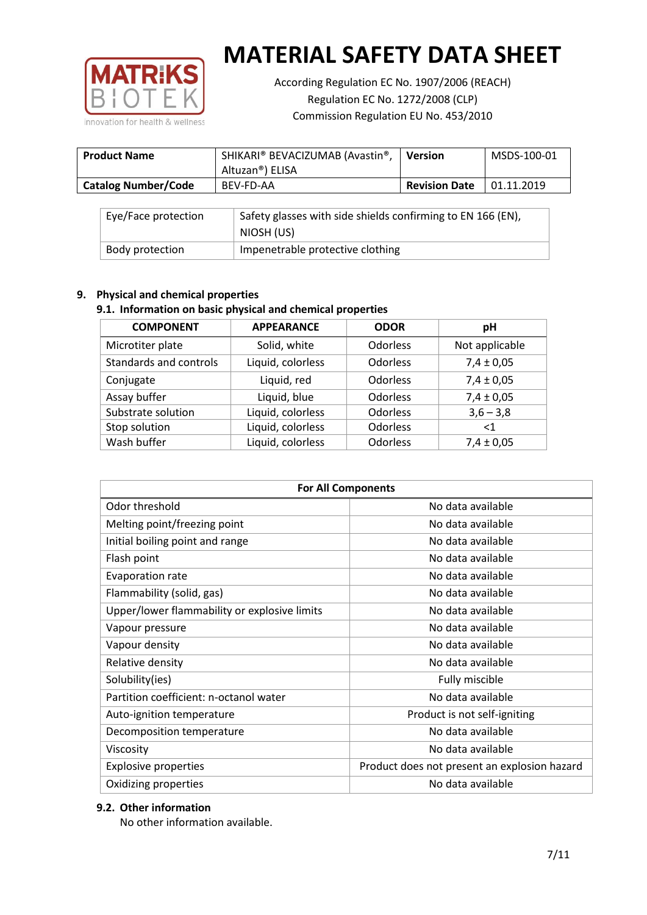# MATERIAL SAFETY DATA SHEET

According Regulation EC No. 1907/2006 (REACH)
Regulation EC No. 1272/2008 (CLP)
Commission Regulation EU No. 453/2010

| **Product Name** | SHIKARI® BEVACIZUMAB (Avastin®, Altuzan®) ELISA | **Version** | MSDS-100-01 |
|---|---|---|---|
| **Catalog Number/Code** | BEV-FD-AA | **Revision Date** | 01.11.2019 |

| | |
|---|---|
| Eye/Face protection | Safety glasses with side shields confirming to EN 166 (EN), NIOSH (US) |
| Body protection | Impenetrable protective clothing |

## 9. Physical and chemical properties

### 9.1. Information on basic physical and chemical properties

| COMPONENT | APPEARANCE | ODOR | pH |
|---|---|---|---|
| Microtiter plate | Solid, white | Odorless | Not applicable |
| Standards and controls | Liquid, colorless | Odorless | 7,4 ± 0,05 |
| Conjugate | Liquid, red | Odorless | 7,4 ± 0,05 |
| Assay buffer | Liquid, blue | Odorless | 7,4 ± 0,05 |
| Substrate solution | Liquid, colorless | Odorless | 3,6 – 3,8 |
| Stop solution | Liquid, colorless | Odorless | <1 |
| Wash buffer | Liquid, colorless | Odorless | 7,4 ± 0,05 |

| **For All Components** | |
|---|---|
| Odor threshold | No data available |
| Melting point/freezing point | No data available |
| Initial boiling point and range | No data available |
| Flash point | No data available |
| Evaporation rate | No data available |
| Flammability (solid, gas) | No data available |
| Upper/lower flammability or explosive limits | No data available |
| Vapour pressure | No data available |
| Vapour density | No data available |
| Relative density | No data available |
| Solubility(ies) | Fully miscible |
| Partition coefficient: n-octanol water | No data available |
| Auto-ignition temperature | Product is not self-igniting |
| Decomposition temperature | No data available |
| Viscosity | No data available |
| Explosive properties | Product does not present an explosion hazard |
| Oxidizing properties | No data available |

### 9.2. Other information

No other information available.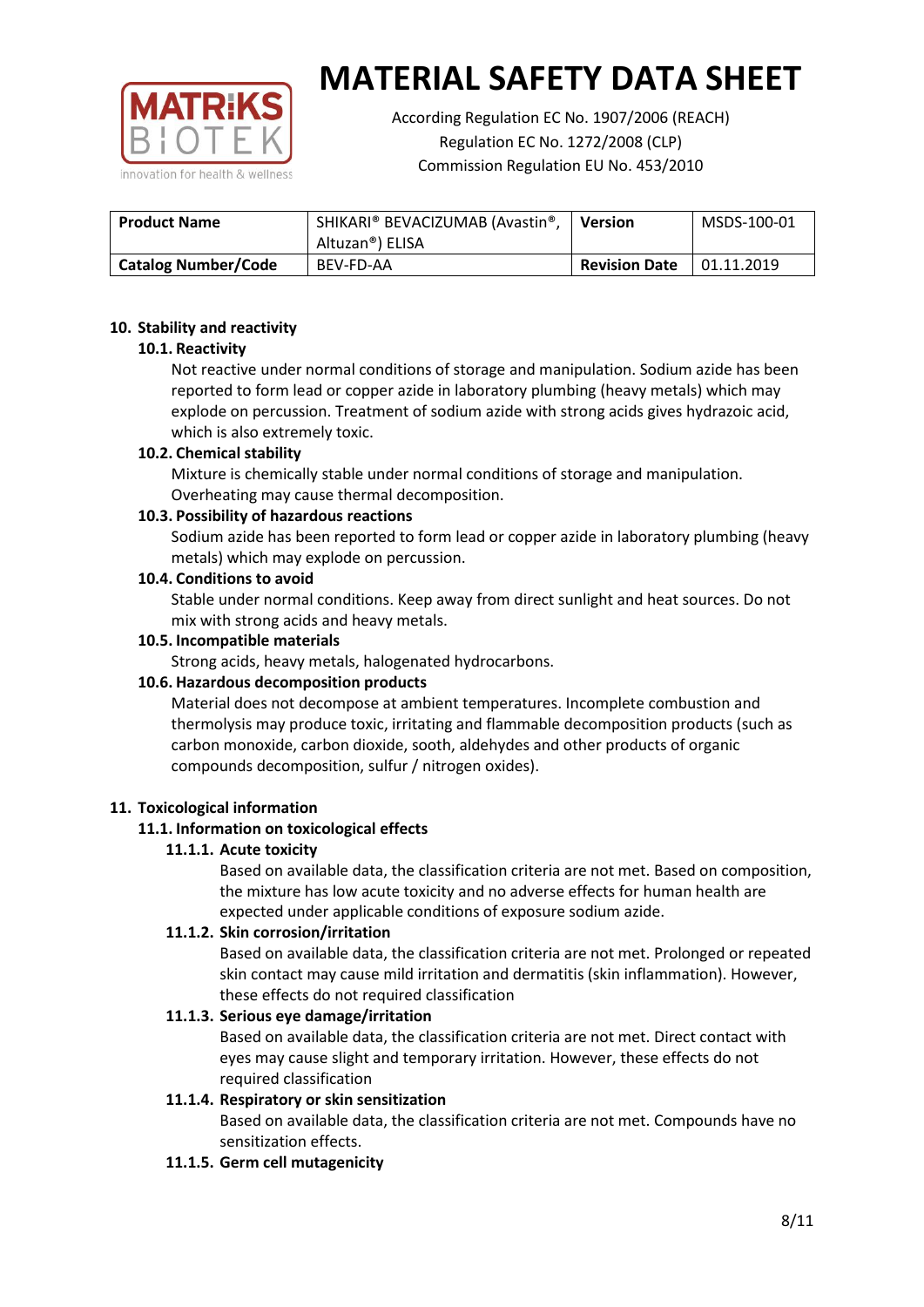# MATERIAL SAFETY DATA SHEET

According Regulation EC No. 1907/2006 (REACH)
Regulation EC No. 1272/2008 (CLP)
Commission Regulation EU No. 453/2010

| Product Name | SHIKARI® BEVACIZUMAB (Avastin®, Altuzan®) ELISA | Version | MSDS-100-01 |
|---|---|---|---|
| Catalog Number/Code | BEV-FD-AA | Revision Date | 01.11.2019 |

## 10. Stability and reactivity

### 10.1. Reactivity

Not reactive under normal conditions of storage and manipulation. Sodium azide has been reported to form lead or copper azide in laboratory plumbing (heavy metals) which may explode on percussion. Treatment of sodium azide with strong acids gives hydrazoic acid, which is also extremely toxic.

### 10.2. Chemical stability

Mixture is chemically stable under normal conditions of storage and manipulation. Overheating may cause thermal decomposition.

### 10.3. Possibility of hazardous reactions

Sodium azide has been reported to form lead or copper azide in laboratory plumbing (heavy metals) which may explode on percussion.

### 10.4. Conditions to avoid

Stable under normal conditions. Keep away from direct sunlight and heat sources. Do not mix with strong acids and heavy metals.

### 10.5. Incompatible materials

Strong acids, heavy metals, halogenated hydrocarbons.

### 10.6. Hazardous decomposition products

Material does not decompose at ambient temperatures. Incomplete combustion and thermolysis may produce toxic, irritating and flammable decomposition products (such as carbon monoxide, carbon dioxide, sooth, aldehydes and other products of organic compounds decomposition, sulfur / nitrogen oxides).

## 11. Toxicological information

### 11.1. Information on toxicological effects

#### 11.1.1. Acute toxicity

Based on available data, the classification criteria are not met. Based on composition, the mixture has low acute toxicity and no adverse effects for human health are expected under applicable conditions of exposure sodium azide.

#### 11.1.2. Skin corrosion/irritation

Based on available data, the classification criteria are not met. Prolonged or repeated skin contact may cause mild irritation and dermatitis (skin inflammation). However, these effects do not required classification

#### 11.1.3. Serious eye damage/irritation

Based on available data, the classification criteria are not met. Direct contact with eyes may cause slight and temporary irritation. However, these effects do not required classification

#### 11.1.4. Respiratory or skin sensitization

Based on available data, the classification criteria are not met. Compounds have no sensitization effects.

#### 11.1.5. Germ cell mutagenicity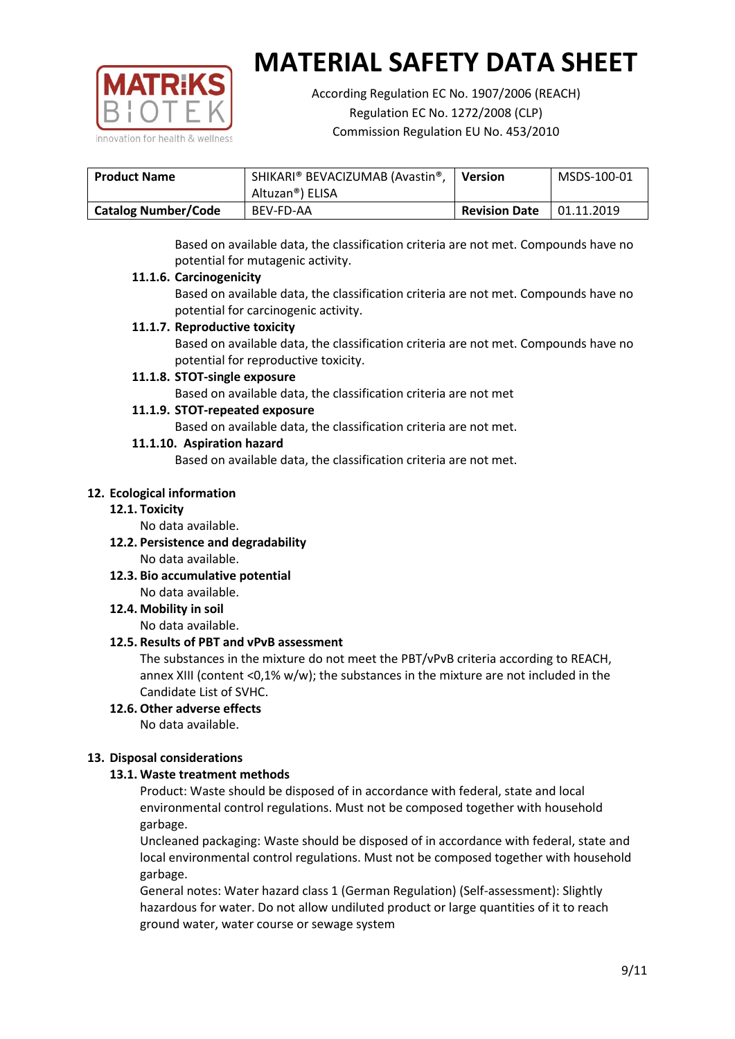| Product Name | SHIKARI® BEVACIZUMAB (Avastin®, Altuzan®) ELISA | Version | MSDS-100-01 |
| --- | --- | --- | --- |
| Catalog Number/Code | BEV-FD-AA | Revision Date | 01.11.2019 |

Based on available data, the classification criteria are not met. Compounds have no potential for mutagenic activity.

#### 11.1.6. Carcinogenicity

Based on available data, the classification criteria are not met. Compounds have no potential for carcinogenic activity.

#### 11.1.7. Reproductive toxicity

Based on available data, the classification criteria are not met. Compounds have no potential for reproductive toxicity.

#### 11.1.8. STOT-single exposure

Based on available data, the classification criteria are not met

#### 11.1.9. STOT-repeated exposure

Based on available data, the classification criteria are not met.

#### 11.1.10. Aspiration hazard

Based on available data, the classification criteria are not met.

## 12. Ecological information

### 12.1. Toxicity

No data available.

### 12.2. Persistence and degradability

No data available.

### 12.3. Bio accumulative potential

No data available.

### 12.4. Mobility in soil

No data available.

### 12.5. Results of PBT and vPvB assessment

The substances in the mixture do not meet the PBT/vPvB criteria according to REACH, annex XIII (content <0,1% w/w); the substances in the mixture are not included in the Candidate List of SVHC.

### 12.6. Other adverse effects

No data available.

## 13. Disposal considerations

### 13.1. Waste treatment methods

Product: Waste should be disposed of in accordance with federal, state and local environmental control regulations. Must not be composed together with household garbage.

Uncleaned packaging: Waste should be disposed of in accordance with federal, state and local environmental control regulations. Must not be composed together with household garbage.

General notes: Water hazard class 1 (German Regulation) (Self-assessment): Slightly hazardous for water. Do not allow undiluted product or large quantities of it to reach ground water, water course or sewage system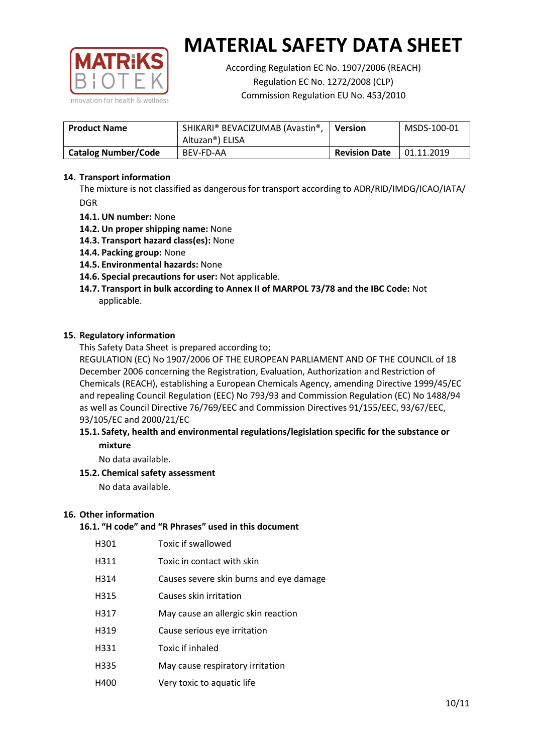# MATERIAL SAFETY DATA SHEET

According Regulation EC No. 1907/2006 (REACH)
Regulation EC No. 1272/2008 (CLP)
Commission Regulation EU No. 453/2010

| **Product Name** | SHIKARI® BEVACIZUMAB (Avastin®, Altuzan®) ELISA | **Version** | MSDS-100-01 |
|---|---|---|---|
| **Catalog Number/Code** | BEV-FD-AA | **Revision Date** | 01.11.2019 |

## 14. Transport information

The mixture is not classified as dangerous for transport according to ADR/RID/IMDG/ICAO/IATA/DGR

- **14.1. UN number:** None
- **14.2. Un proper shipping name:** None
- **14.3. Transport hazard class(es):** None
- **14.4. Packing group:** None
- **14.5. Environmental hazards:** None
- **14.6. Special precautions for user:** Not applicable.
- **14.7. Transport in bulk according to Annex II of MARPOL 73/78 and the IBC Code:** Not applicable.

## 15. Regulatory information

This Safety Data Sheet is prepared according to;

REGULATION (EC) No 1907/2006 OF THE EUROPEAN PARLIAMENT AND OF THE COUNCIL of 18 December 2006 concerning the Registration, Evaluation, Authorization and Restriction of Chemicals (REACH), establishing a European Chemicals Agency, amending Directive 1999/45/EC and repealing Council Regulation (EEC) No 793/93 and Commission Regulation (EC) No 1488/94 as well as Council Directive 76/769/EEC and Commission Directives 91/155/EEC, 93/67/EEC, 93/105/EC and 2000/21/EC

### 15.1. Safety, health and environmental regulations/legislation specific for the substance or mixture

No data available.

### 15.2. Chemical safety assessment

No data available.

## 16. Other information

### 16.1. "H code" and "R Phrases" used in this document

| | |
|---|---|
| H301 | Toxic if swallowed |
| H311 | Toxic in contact with skin |
| H314 | Causes severe skin burns and eye damage |
| H315 | Causes skin irritation |
| H317 | May cause an allergic skin reaction |
| H319 | Cause serious eye irritation |
| H331 | Toxic if inhaled |
| H335 | May cause respiratory irritation |
| H400 | Very toxic to aquatic life |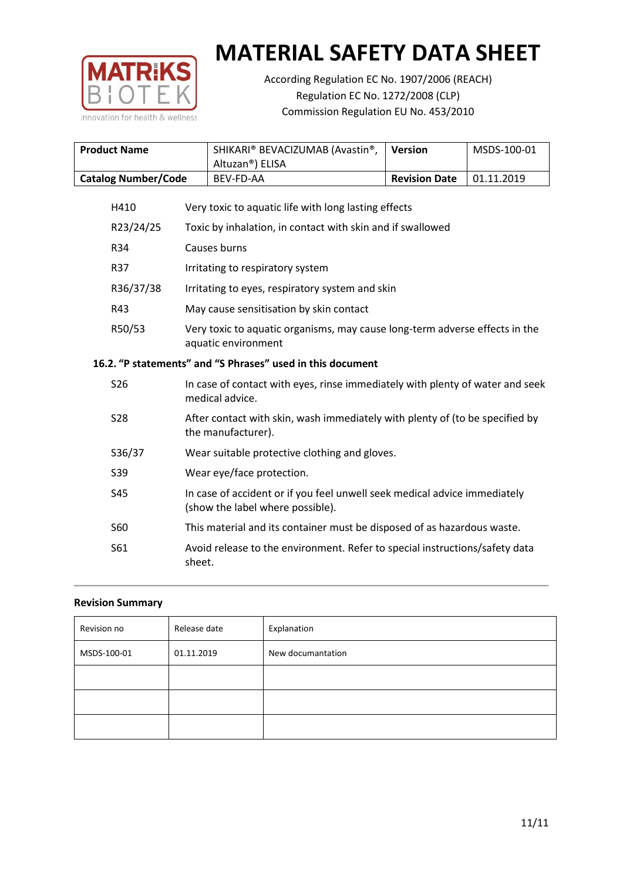| | |
|---|---|
| H410 | Very toxic to aquatic life with long lasting effects |
| R23/24/25 | Toxic by inhalation, in contact with skin and if swallowed |
| R34 | Causes burns |
| R37 | Irritating to respiratory system |
| R36/37/38 | Irritating to eyes, respiratory system and skin |
| R43 | May cause sensitisation by skin contact |
| R50/53 | Very toxic to aquatic organisms, may cause long-term adverse effects in the aquatic environment |

### 16.2. "P statements" and "S Phrases" used in this document

| | |
|---|---|
| S26 | In case of contact with eyes, rinse immediately with plenty of water and seek medical advice. |
| S28 | After contact with skin, wash immediately with plenty of (to be specified by the manufacturer). |
| S36/37 | Wear suitable protective clothing and gloves. |
| S39 | Wear eye/face protection. |
| S45 | In case of accident or if you feel unwell seek medical advice immediately (show the label where possible). |
| S60 | This material and its container must be disposed of as hazardous waste. |
| S61 | Avoid release to the environment. Refer to special instructions/safety data sheet. |

---

**Revision Summary**

| Revision no | Release date | Explanation |
|---|---|---|
| MSDS-100-01 | 01.11.2019 | New documantation |
| | | |
| | | |
| | | |